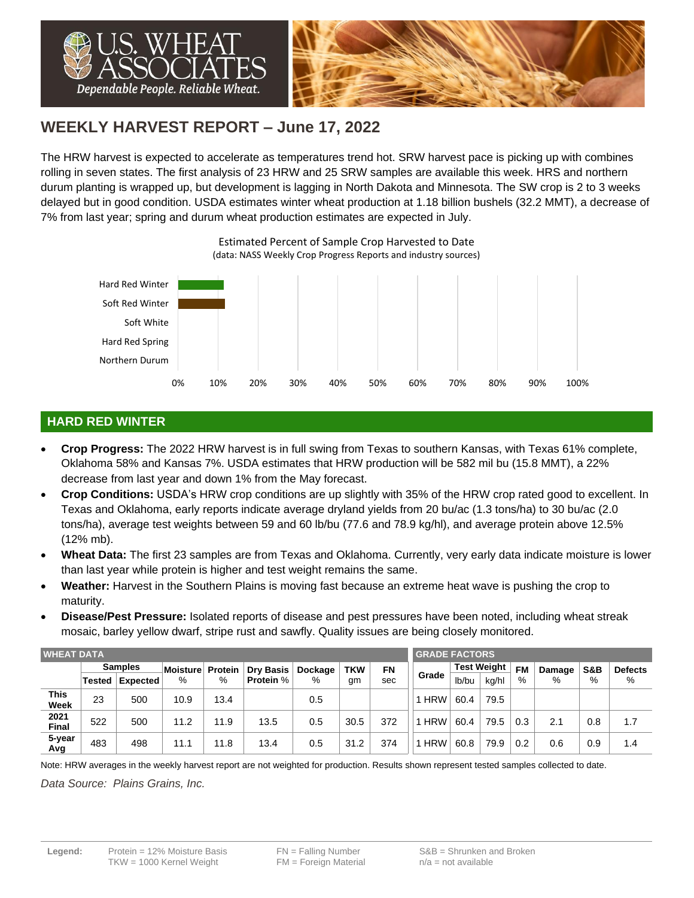# WEEKLY HARVEST REPORT – June 17, 2022

The HRW harvest is expected to accelerate as temperatures trend hot. SRW harvest pace is picking up with combines rolling in seven states. The first analysis of 23 HRW and 25 SRW samples are available this week. HRS and northern durum planting is wrapped up, but development is lagging in North Dakota and Minnesota. The SW crop is 2 to 3 weeks delayed but in good condition. USDA estimates winter wheat production at 1.18 billion bushels (32.2 MMT), a decrease of 7% from last year; spring and durum wheat production estimates are expected in July.

Estimated Percent of Sample Crop Harvested to Date
(data: NASS Weekly Crop Progress Reports and industry sources)

| Class | Harvested |
|---|---|
| Hard Red Winter | ~11% |
| Soft Red Winter | ~12% |
| Soft White | 0% |
| Hard Red Spring | 0% |
| Northern Durum | 0% |

## HARD RED WINTER

- **Crop Progress:** The 2022 HRW harvest is in full swing from Texas to southern Kansas, with Texas 61% complete, Oklahoma 58% and Kansas 7%. USDA estimates that HRW production will be 582 mil bu (15.8 MMT), a 22% decrease from last year and down 1% from the May forecast.
- **Crop Conditions:** USDA's HRW crop conditions are up slightly with 35% of the HRW crop rated good to excellent. In Texas and Oklahoma, early reports indicate average dryland yields from 20 bu/ac (1.3 tons/ha) to 30 bu/ac (2.0 tons/ha), average test weights between 59 and 60 lb/bu (77.6 and 78.9 kg/hl), and average protein above 12.5% (12% mb).
- **Wheat Data:** The first 23 samples are from Texas and Oklahoma. Currently, very early data indicate moisture is lower than last year while protein is higher and test weight remains the same.
- **Weather:** Harvest in the Southern Plains is moving fast because an extreme heat wave is pushing the crop to maturity.
- **Disease/Pest Pressure:** Isolated reports of disease and pest pressures have been noted, including wheat streak mosaic, barley yellow dwarf, stripe rust and sawfly. Quality issues are being closely monitored.

| WHEAT DATA | | | | | | | | | GRADE FACTORS | | | | | | |
|---|---|---|---|---|---|---|---|---|---|---|---|---|---|---|---|
| | Samples | | Moisture | Protein | Dry Basis | Dockage | TKW | FN | Grade | Test Weight | | FM | Damage | S&B | Defects |
| | Tested | Expected | % | % | Protein % | % | gm | sec | | lb/bu | kg/hl | % | % | % | % |
| This Week | 23 | 500 | 10.9 | 13.4 | | 0.5 | | | 1 HRW | 60.4 | 79.5 | | | | |
| 2021 Final | 522 | 500 | 11.2 | 11.9 | 13.5 | 0.5 | 30.5 | 372 | 1 HRW | 60.4 | 79.5 | 0.3 | 2.1 | 0.8 | 1.7 |
| 5-year Avg | 483 | 498 | 11.1 | 11.8 | 13.4 | 0.5 | 31.2 | 374 | 1 HRW | 60.8 | 79.9 | 0.2 | 0.6 | 0.9 | 1.4 |

Note: HRW averages in the weekly harvest report are not weighted for production. Results shown represent tested samples collected to date.

*Data Source: Plains Grains, Inc.*

**Legend:** Protein = 12% Moisture Basis; TKW = 1000 Kernel Weight; FN = Falling Number; FM = Foreign Material; S&B = Shrunken and Broken; n/a = not available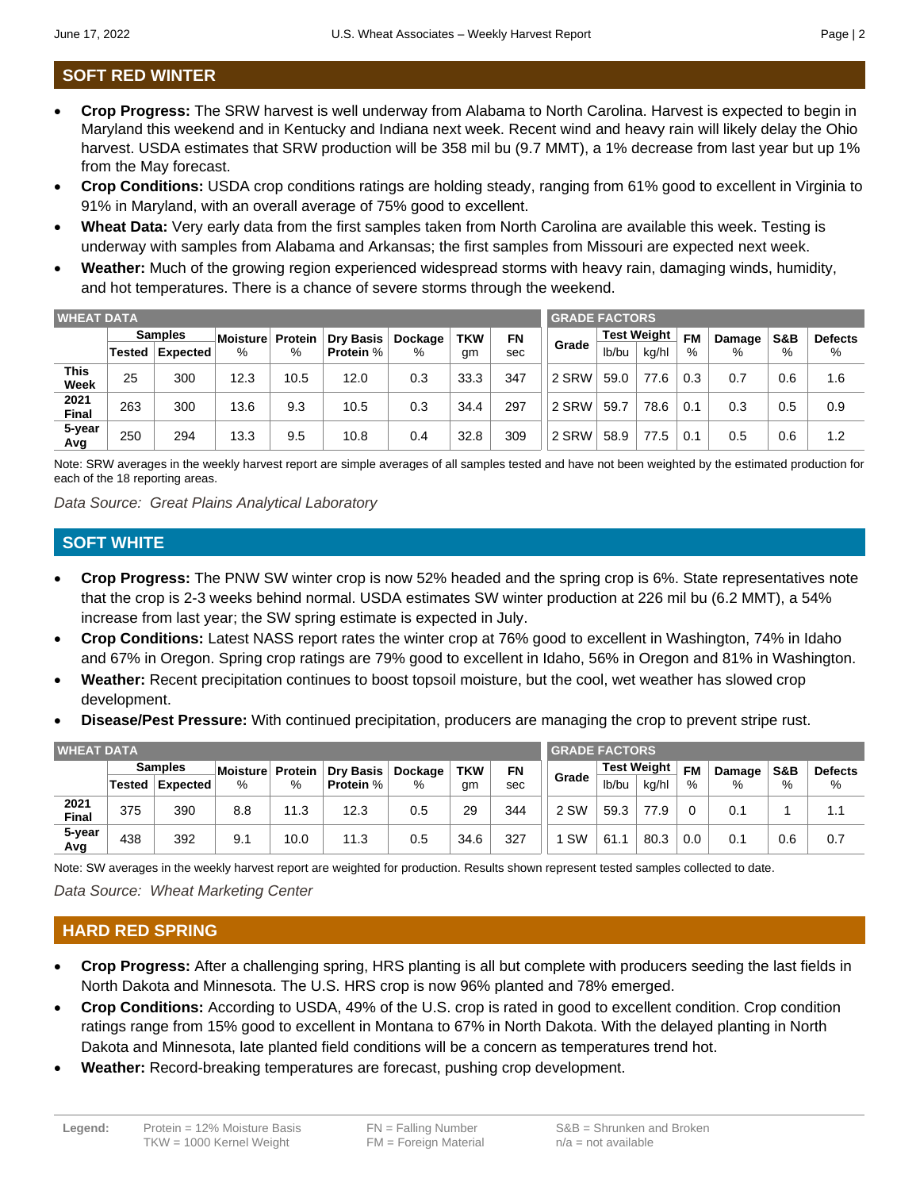## SOFT RED WINTER

- **Crop Progress:** The SRW harvest is well underway from Alabama to North Carolina. Harvest is expected to begin in Maryland this weekend and in Kentucky and Indiana next week. Recent wind and heavy rain will likely delay the Ohio harvest. USDA estimates that SRW production will be 358 mil bu (9.7 MMT), a 1% decrease from last year but up 1% from the May forecast.
- **Crop Conditions:** USDA crop conditions ratings are holding steady, ranging from 61% good to excellent in Virginia to 91% in Maryland, with an overall average of 75% good to excellent.
- **Wheat Data:** Very early data from the first samples taken from North Carolina are available this week. Testing is underway with samples from Alabama and Arkansas; the first samples from Missouri are expected next week.
- **Weather:** Much of the growing region experienced widespread storms with heavy rain, damaging winds, humidity, and hot temperatures. There is a chance of severe storms through the weekend.

| WHEAT DATA | | | | | | | | | GRADE FACTORS | | | | | | |
|---|---|---|---|---|---|---|---|---|---|---|---|---|---|---|---|
| | Samples | | Moisture | Protein | Dry Basis | Dockage | TKW | FN | Grade | Test Weight | | FM | Damage | S&B | Defects |
| | Tested | Expected | % | % | Protein % | % | gm | sec | | lb/bu | kg/hl | % | % | % | % |
| This Week | 25 | 300 | 12.3 | 10.5 | 12.0 | 0.3 | 33.3 | 347 | 2 SRW | 59.0 | 77.6 | 0.3 | 0.7 | 0.6 | 1.6 |
| 2021 Final | 263 | 300 | 13.6 | 9.3 | 10.5 | 0.3 | 34.4 | 297 | 2 SRW | 59.7 | 78.6 | 0.1 | 0.3 | 0.5 | 0.9 |
| 5-year Avg | 250 | 294 | 13.3 | 9.5 | 10.8 | 0.4 | 32.8 | 309 | 2 SRW | 58.9 | 77.5 | 0.1 | 0.5 | 0.6 | 1.2 |

Note: SRW averages in the weekly harvest report are simple averages of all samples tested and have not been weighted by the estimated production for each of the 18 reporting areas.

*Data Source: Great Plains Analytical Laboratory*

## SOFT WHITE

- **Crop Progress:** The PNW SW winter crop is now 52% headed and the spring crop is 6%. State representatives note that the crop is 2-3 weeks behind normal. USDA estimates SW winter production at 226 mil bu (6.2 MMT), a 54% increase from last year; the SW spring estimate is expected in July.
- **Crop Conditions:** Latest NASS report rates the winter crop at 76% good to excellent in Washington, 74% in Idaho and 67% in Oregon. Spring crop ratings are 79% good to excellent in Idaho, 56% in Oregon and 81% in Washington.
- **Weather:** Recent precipitation continues to boost topsoil moisture, but the cool, wet weather has slowed crop development.
- **Disease/Pest Pressure:** With continued precipitation, producers are managing the crop to prevent stripe rust.

| WHEAT DATA | | | | | | | | | GRADE FACTORS | | | | | | |
|---|---|---|---|---|---|---|---|---|---|---|---|---|---|---|---|
| | Samples | | Moisture | Protein | Dry Basis | Dockage | TKW | FN | Grade | Test Weight | | FM | Damage | S&B | Defects |
| | Tested | Expected | % | % | Protein % | % | gm | sec | | lb/bu | kg/hl | % | % | % | % |
| 2021 Final | 375 | 390 | 8.8 | 11.3 | 12.3 | 0.5 | 29 | 344 | 2 SW | 59.3 | 77.9 | 0 | 0.1 | 1 | 1.1 |
| 5-year Avg | 438 | 392 | 9.1 | 10.0 | 11.3 | 0.5 | 34.6 | 327 | 1 SW | 61.1 | 80.3 | 0.0 | 0.1 | 0.6 | 0.7 |

Note: SW averages in the weekly harvest report are weighted for production. Results shown represent tested samples collected to date.

*Data Source: Wheat Marketing Center*

## HARD RED SPRING

- **Crop Progress:** After a challenging spring, HRS planting is all but complete with producers seeding the last fields in North Dakota and Minnesota. The U.S. HRS crop is now 96% planted and 78% emerged.
- **Crop Conditions:** According to USDA, 49% of the U.S. crop is rated in good to excellent condition. Crop condition ratings range from 15% good to excellent in Montana to 67% in North Dakota. With the delayed planting in North Dakota and Minnesota, late planted field conditions will be a concern as temperatures trend hot.
- **Weather:** Record-breaking temperatures are forecast, pushing crop development.

**Legend:** Protein = 12% Moisture Basis; TKW = 1000 Kernel Weight; FN = Falling Number; FM = Foreign Material; S&B = Shrunken and Broken; n/a = not available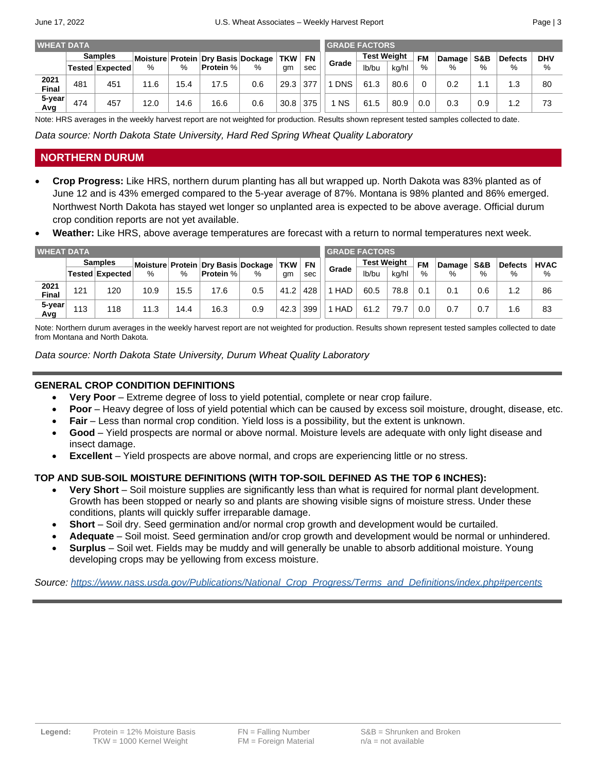| WHEAT DATA | Samples | | Moisture | Protein | Dry Basis | Dockage | TKW | FN | GRADE FACTORS | Test Weight | | FM | Damage | S&B | Defects | DHV |
|---|---|---|---|---|---|---|---|---|---|---|---|---|---|---|---|---|
| | Tested | Expected | % | % | Protein % | % | gm | sec | Grade | lb/bu | kg/hl | % | % | % | % | % |
| 2021 Final | 481 | 451 | 11.6 | 15.4 | 17.5 | 0.6 | 29.3 | 377 | 1 DNS | 61.3 | 80.6 | 0 | 0.2 | 1.1 | 1.3 | 80 |
| 5-year Avg | 474 | 457 | 12.0 | 14.6 | 16.6 | 0.6 | 30.8 | 375 | 1 NS | 61.5 | 80.9 | 0.0 | 0.3 | 0.9 | 1.2 | 73 |

Note: HRS averages in the weekly harvest report are not weighted for production. Results shown represent tested samples collected to date.

*Data source: North Dakota State University, Hard Red Spring Wheat Quality Laboratory*

## NORTHERN DURUM

- **Crop Progress:** Like HRS, northern durum planting has all but wrapped up. North Dakota was 83% planted as of June 12 and is 43% emerged compared to the 5-year average of 87%. Montana is 98% planted and 86% emerged. Northwest North Dakota has stayed wet longer so unplanted area is expected to be above average. Official durum crop condition reports are not yet available.
- **Weather:** Like HRS, above average temperatures are forecast with a return to normal temperatures next week.

| WHEAT DATA | Samples | | Moisture | Protein | Dry Basis | Dockage | TKW | FN | GRADE FACTORS | Test Weight | | FM | Damage | S&B | Defects | HVAC |
|---|---|---|---|---|---|---|---|---|---|---|---|---|---|---|---|---|
| | Tested | Expected | % | % | Protein % | % | gm | sec | Grade | lb/bu | kg/hl | % | % | % | % | % |
| 2021 Final | 121 | 120 | 10.9 | 15.5 | 17.6 | 0.5 | 41.2 | 428 | 1 HAD | 60.5 | 78.8 | 0.1 | 0.1 | 0.6 | 1.2 | 86 |
| 5-year Avg | 113 | 118 | 11.3 | 14.4 | 16.3 | 0.9 | 42.3 | 399 | 1 HAD | 61.2 | 79.7 | 0.0 | 0.7 | 0.7 | 1.6 | 83 |

Note: Northern durum averages in the weekly harvest report are not weighted for production. Results shown represent tested samples collected to date from Montana and North Dakota.

*Data source: North Dakota State University, Durum Wheat Quality Laboratory*

### GENERAL CROP CONDITION DEFINITIONS

- **Very Poor** – Extreme degree of loss to yield potential, complete or near crop failure.
- **Poor** – Heavy degree of loss of yield potential which can be caused by excess soil moisture, drought, disease, etc.
- **Fair** – Less than normal crop condition. Yield loss is a possibility, but the extent is unknown.
- **Good** – Yield prospects are normal or above normal. Moisture levels are adequate with only light disease and insect damage.
- **Excellent** – Yield prospects are above normal, and crops are experiencing little or no stress.

### TOP AND SUB-SOIL MOISTURE DEFINITIONS (WITH TOP-SOIL DEFINED AS THE TOP 6 INCHES):

- **Very Short** – Soil moisture supplies are significantly less than what is required for normal plant development. Growth has been stopped or nearly so and plants are showing visible signs of moisture stress. Under these conditions, plants will quickly suffer irreparable damage.
- **Short** – Soil dry. Seed germination and/or normal crop growth and development would be curtailed.
- **Adequate** – Soil moist. Seed germination and/or crop growth and development would be normal or unhindered.
- **Surplus** – Soil wet. Fields may be muddy and will generally be unable to absorb additional moisture. Young developing crops may be yellowing from excess moisture.

*Source:* https://www.nass.usda.gov/Publications/National_Crop_Progress/Terms_and_Definitions/index.php#percents

**Legend:** Protein = 12% Moisture Basis; TKW = 1000 Kernel Weight; FN = Falling Number; FM = Foreign Material; S&B = Shrunken and Broken; n/a = not available